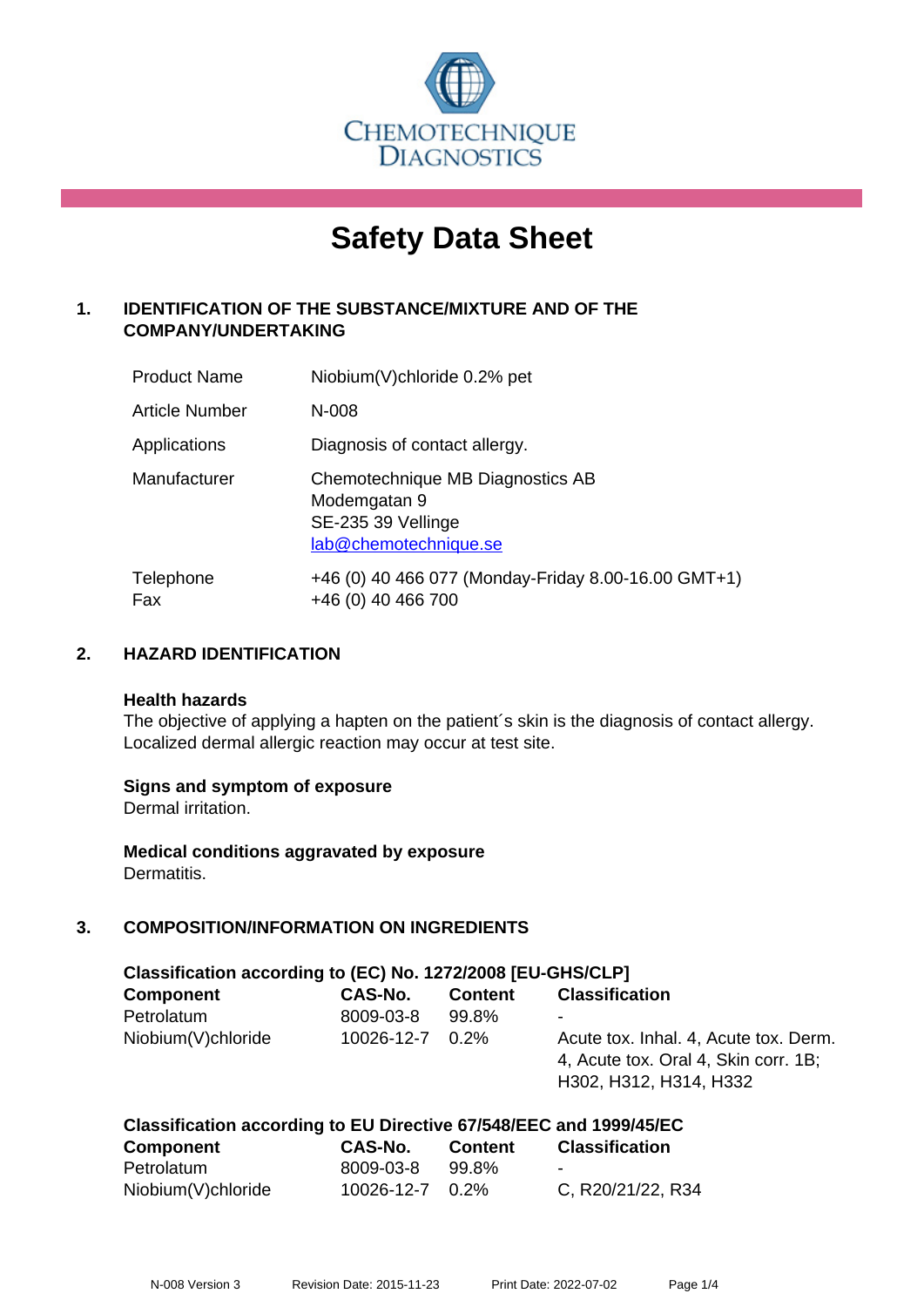CHEMOTECHNIQUE DIAGNOSTICS

# Safety Data Sheet

## 1. IDENTIFICATION OF THE SUBSTANCE/MIXTURE AND OF THE COMPANY/UNDERTAKING

| | |
|---|---|
| Product Name | Niobium(V)chloride 0.2% pet |
| Article Number | N-008 |
| Applications | Diagnosis of contact allergy. |
| Manufacturer | Chemotechnique MB Diagnostics AB<br>Modemgatan 9<br>SE-235 39 Vellinge<br>lab@chemotechnique.se |
| Telephone<br>Fax | +46 (0) 40 466 077 (Monday-Friday 8.00-16.00 GMT+1)<br>+46 (0) 40 466 700 |

## 2. HAZARD IDENTIFICATION

**Health hazards**
The objective of applying a hapten on the patient´s skin is the diagnosis of contact allergy. Localized dermal allergic reaction may occur at test site.

**Signs and symptom of exposure**
Dermal irritation.

**Medical conditions aggravated by exposure**
Dermatitis.

## 3. COMPOSITION/INFORMATION ON INGREDIENTS

**Classification according to (EC) No. 1272/2008 [EU-GHS/CLP]**

| Component | CAS-No. | Content | Classification |
|---|---|---|---|
| Petrolatum | 8009-03-8 | 99.8% | - |
| Niobium(V)chloride | 10026-12-7 | 0.2% | Acute tox. Inhal. 4, Acute tox. Derm. 4, Acute tox. Oral 4, Skin corr. 1B; H302, H312, H314, H332 |

**Classification according to EU Directive 67/548/EEC and 1999/45/EC**

| Component | CAS-No. | Content | Classification |
|---|---|---|---|
| Petrolatum | 8009-03-8 | 99.8% | - |
| Niobium(V)chloride | 10026-12-7 | 0.2% | C, R20/21/22, R34 |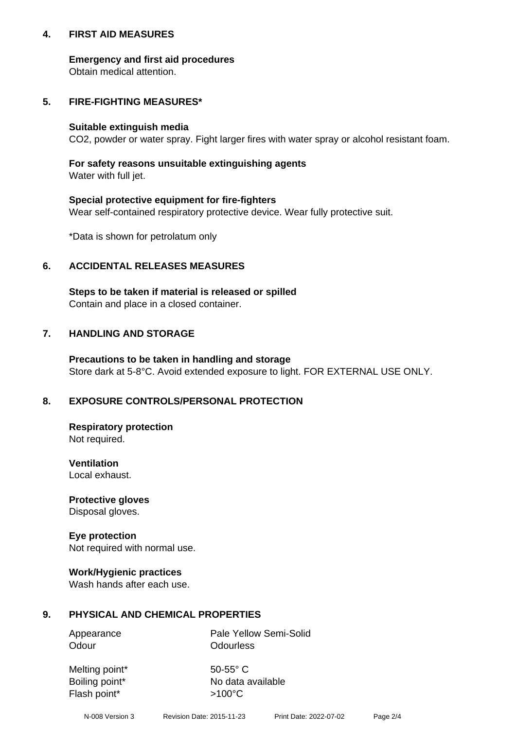## 4. FIRST AID MEASURES

**Emergency and first aid procedures**
Obtain medical attention.

## 5. FIRE-FIGHTING MEASURES*

**Suitable extinguish media**
$CO_2$, powder or water spray. Fight larger fires with water spray or alcohol resistant foam.

**For safety reasons unsuitable extinguishing agents**
Water with full jet.

**Special protective equipment for fire-fighters**
Wear self-contained respiratory protective device. Wear fully protective suit.

*Data is shown for petrolatum only

## 6. ACCIDENTAL RELEASES MEASURES

**Steps to be taken if material is released or spilled**
Contain and place in a closed container.

## 7. HANDLING AND STORAGE

**Precautions to be taken in handling and storage**
Store dark at 5-8°C. Avoid extended exposure to light. FOR EXTERNAL USE ONLY.

## 8. EXPOSURE CONTROLS/PERSONAL PROTECTION

**Respiratory protection**
Not required.

**Ventilation**
Local exhaust.

**Protective gloves**
Disposal gloves.

**Eye protection**
Not required with normal use.

**Work/Hygienic practices**
Wash hands after each use.

## 9. PHYSICAL AND CHEMICAL PROPERTIES

| | |
|---|---|
| Appearance | Pale Yellow Semi-Solid |
| Odour | Odourless |
| Melting point* | 50-55° C |
| Boiling point* | No data available |
| Flash point* | >100°C |

N-008 Version 3 Revision Date: 2015-11-23 Print Date: 2022-07-02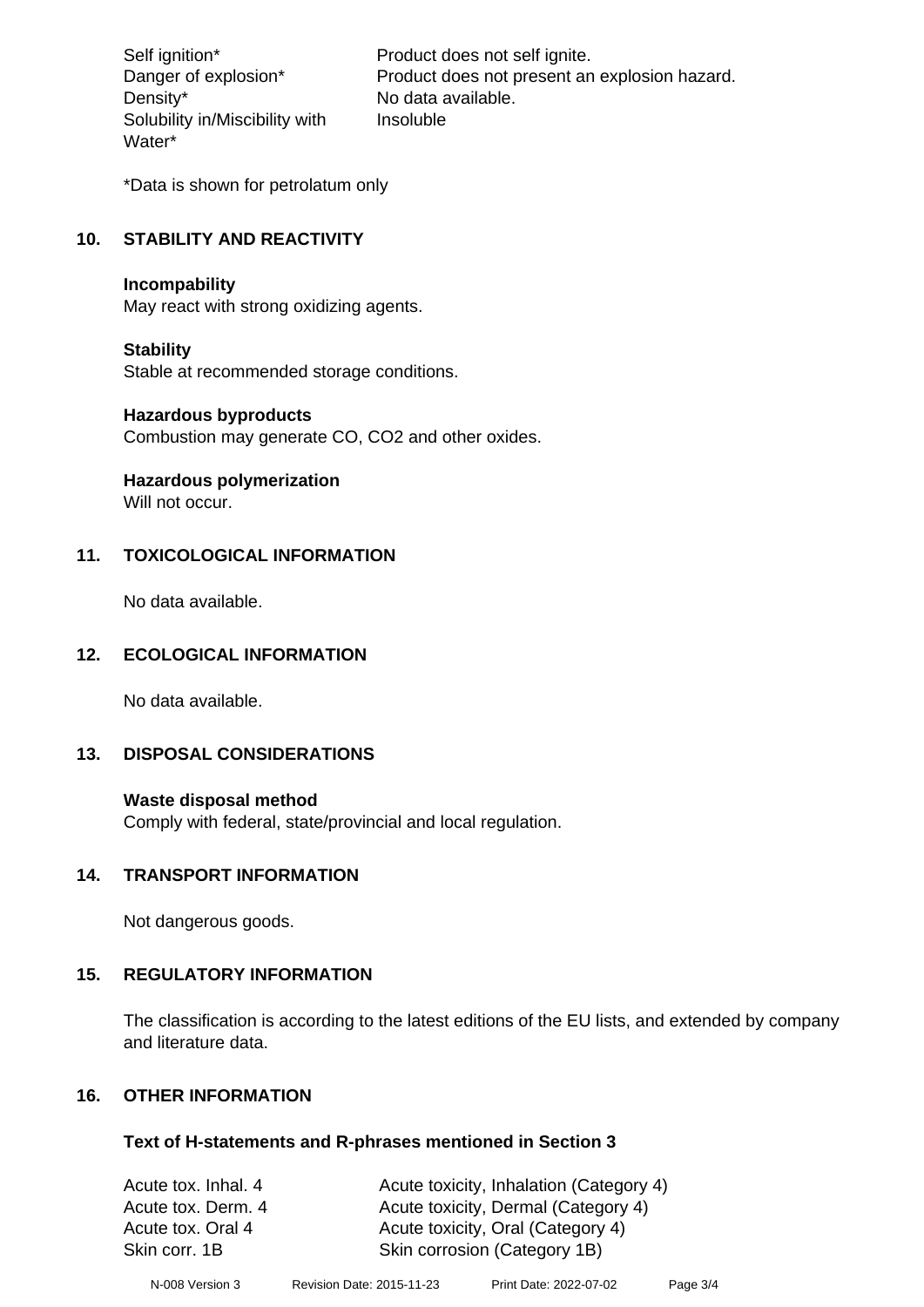| | |
|---|---|
| Self ignition* | Product does not self ignite. |
| Danger of explosion* | Product does not present an explosion hazard. |
| Density* | No data available. |
| Solubility in/Miscibility with Water* | Insoluble |

*Data is shown for petrolatum only

## 10. STABILITY AND REACTIVITY

**Incompability**
May react with strong oxidizing agents.

**Stability**
Stable at recommended storage conditions.

**Hazardous byproducts**
Combustion may generate CO, $CO_2$ and other oxides.

**Hazardous polymerization**
Will not occur.

## 11. TOXICOLOGICAL INFORMATION

No data available.

## 12. ECOLOGICAL INFORMATION

No data available.

## 13. DISPOSAL CONSIDERATIONS

**Waste disposal method**
Comply with federal, state/provincial and local regulation.

## 14. TRANSPORT INFORMATION

Not dangerous goods.

## 15. REGULATORY INFORMATION

The classification is according to the latest editions of the EU lists, and extended by company and literature data.

## 16. OTHER INFORMATION

**Text of H-statements and R-phrases mentioned in Section 3**

| | |
|---|---|
| Acute tox. Inhal. 4 | Acute toxicity, Inhalation (Category 4) |
| Acute tox. Derm. 4 | Acute toxicity, Dermal (Category 4) |
| Acute tox. Oral 4 | Acute toxicity, Oral (Category 4) |
| Skin corr. 1B | Skin corrosion (Category 1B) |

N-008 Version 3 Revision Date: 2015-11-23 Print Date: 2022-07-02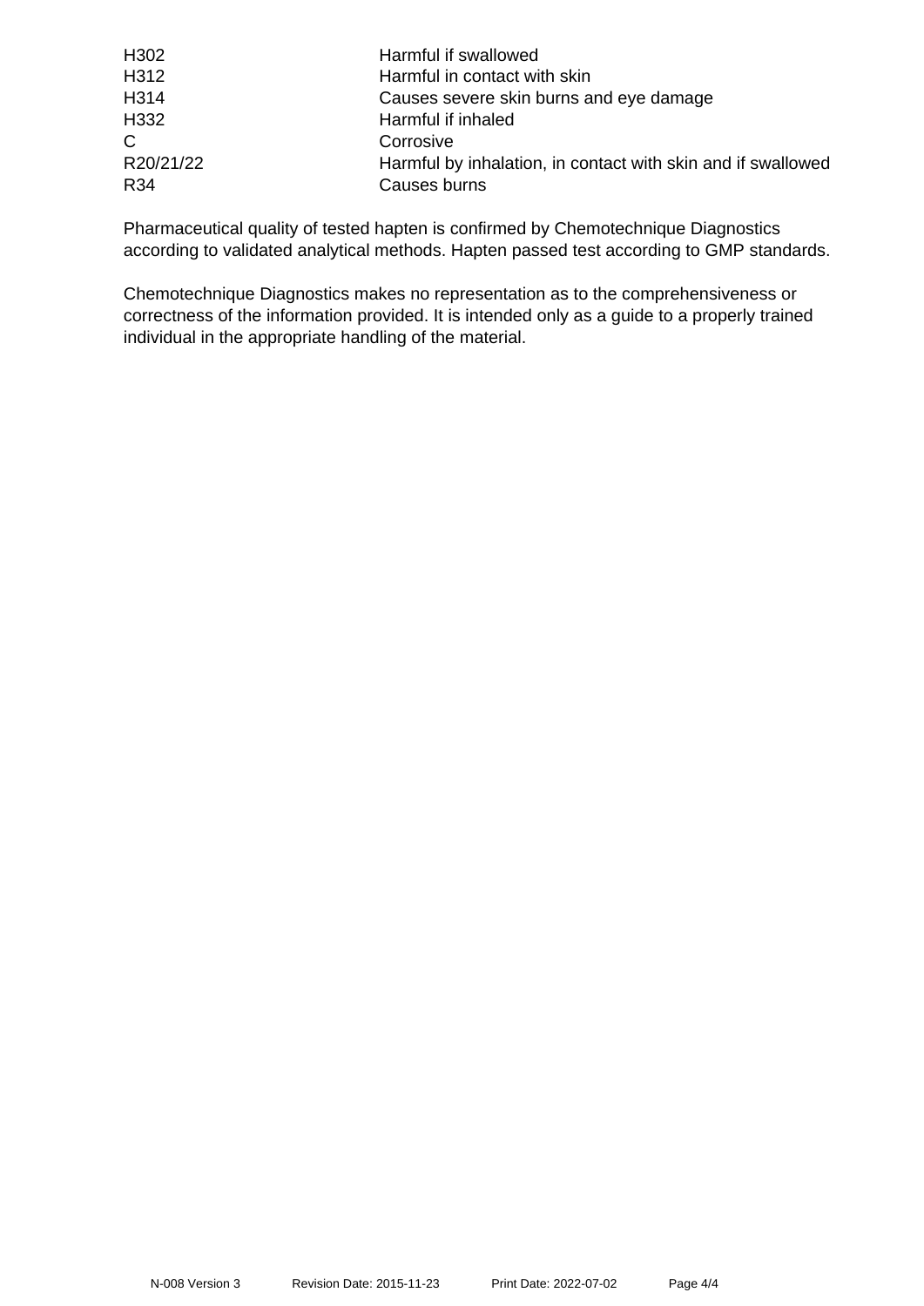| | |
|---|---|
| H302 | Harmful if swallowed |
| H312 | Harmful in contact with skin |
| H314 | Causes severe skin burns and eye damage |
| H332 | Harmful if inhaled |
| C | Corrosive |
| R20/21/22 | Harmful by inhalation, in contact with skin and if swallowed |
| R34 | Causes burns |

Pharmaceutical quality of tested hapten is confirmed by Chemotechnique Diagnostics according to validated analytical methods. Hapten passed test according to GMP standards.

Chemotechnique Diagnostics makes no representation as to the comprehensiveness or correctness of the information provided. It is intended only as a guide to a properly trained individual in the appropriate handling of the material.